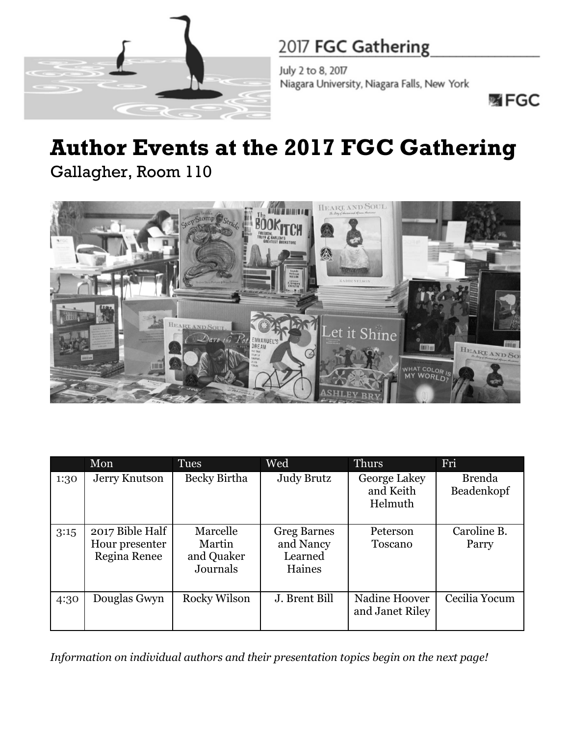2017 **FGC Gathering**

July 2 to 8, 2017
Niagara University, Niagara Falls, New York

FGC

# Author Events at the 2017 FGC Gathering

Gallagher, Room 110

| | Mon | Tues | Wed | Thurs | Fri |
|---|---|---|---|---|---|
| 1:30 | Jerry Knutson | Becky Birtha | Judy Brutz | George Lakey and Keith Helmuth | Brenda Beadenkopf |
| 3:15 | 2017 Bible Half Hour presenter Regina Renee | Marcelle Martin and Quaker Journals | Greg Barnes and Nancy Learned Haines | Peterson Toscano | Caroline B. Parry |
| 4:30 | Douglas Gwyn | Rocky Wilson | J. Brent Bill | Nadine Hoover and Janet Riley | Cecilia Yocum |

*Information on individual authors and their presentation topics begin on the next page!*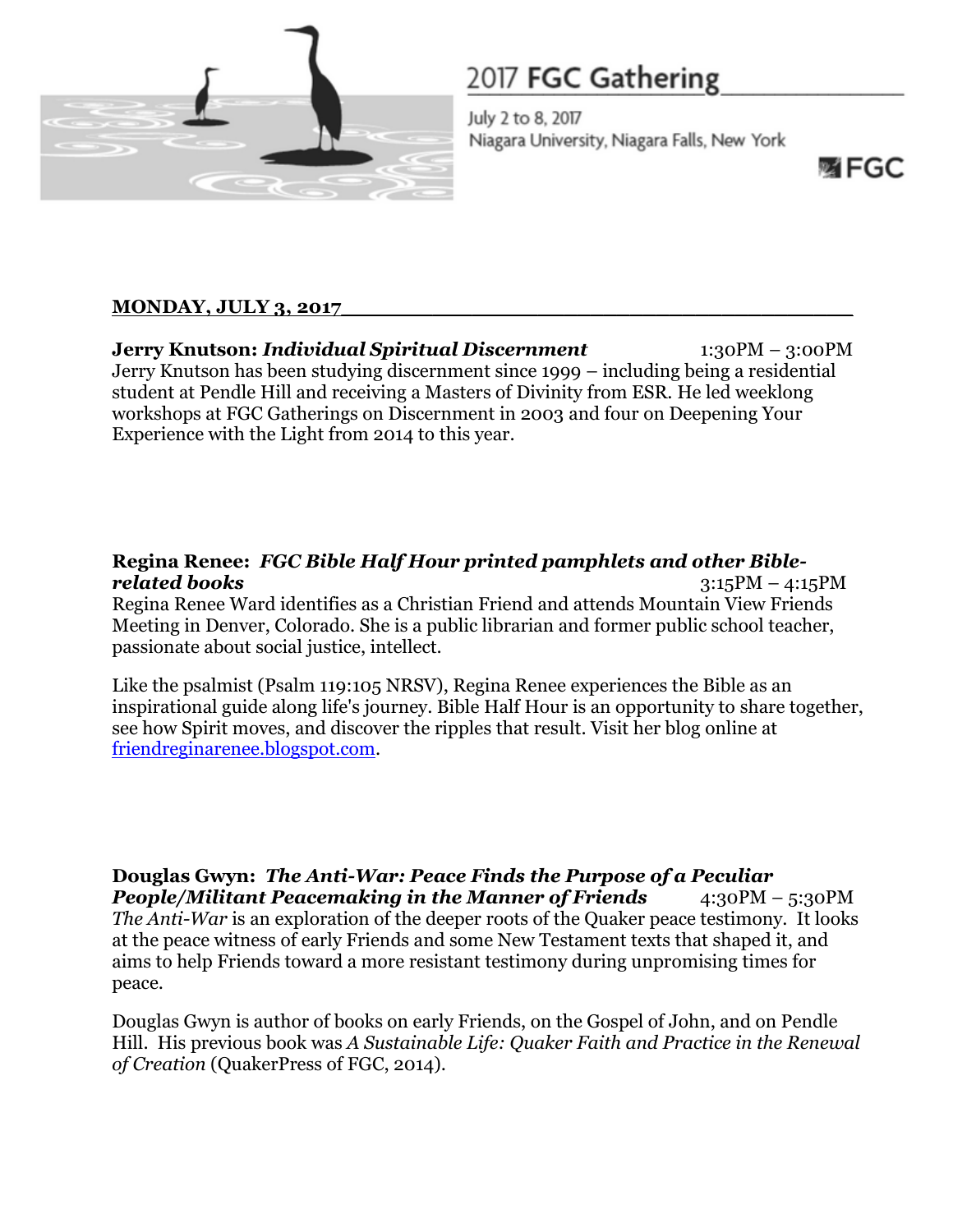# 2017 **FGC Gathering**

July 2 to 8, 2017
Niagara University, Niagara Falls, New York

FGC

## MONDAY, JULY 3, 2017

**Jerry Knutson: *Individual Spiritual Discernment*** 1:30PM – 3:00PM

Jerry Knutson has been studying discernment since 1999 – including being a residential student at Pendle Hill and receiving a Masters of Divinity from ESR. He led weeklong workshops at FGC Gatherings on Discernment in 2003 and four on Deepening Your Experience with the Light from 2014 to this year.

**Regina Renee: *FGC Bible Half Hour printed pamphlets and other Bible-related books*** 3:15PM – 4:15PM

Regina Renee Ward identifies as a Christian Friend and attends Mountain View Friends Meeting in Denver, Colorado. She is a public librarian and former public school teacher, passionate about social justice, intellect.

Like the psalmist (Psalm 119:105 NRSV), Regina Renee experiences the Bible as an inspirational guide along life's journey. Bible Half Hour is an opportunity to share together, see how Spirit moves, and discover the ripples that result. Visit her blog online at friendreginarenee.blogspot.com.

**Douglas Gwyn: *The Anti-War: Peace Finds the Purpose of a Peculiar People/Militant Peacemaking in the Manner of Friends*** 4:30PM – 5:30PM

*The Anti-War* is an exploration of the deeper roots of the Quaker peace testimony. It looks at the peace witness of early Friends and some New Testament texts that shaped it, and aims to help Friends toward a more resistant testimony during unpromising times for peace.

Douglas Gwyn is author of books on early Friends, on the Gospel of John, and on Pendle Hill. His previous book was *A Sustainable Life: Quaker Faith and Practice in the Renewal of Creation* (QuakerPress of FGC, 2014).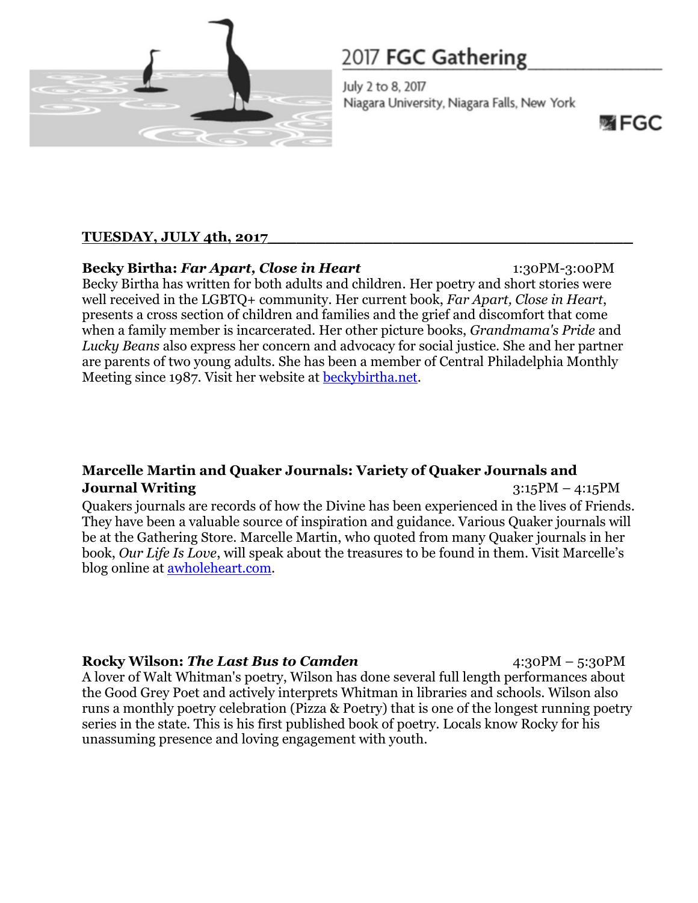# 2017 **FGC Gathering**

July 2 to 8, 2017
Niagara University, Niagara Falls, New York

FGC

## TUESDAY, JULY 4th, 2017

**Becky Birtha: *Far Apart, Close in Heart*** 1:30PM-3:00PM

Becky Birtha has written for both adults and children. Her poetry and short stories were well received in the LGBTQ+ community. Her current book, *Far Apart, Close in Heart*, presents a cross section of children and families and the grief and discomfort that come when a family member is incarcerated. Her other picture books, *Grandmama's Pride* and *Lucky Beans* also express her concern and advocacy for social justice. She and her partner are parents of two young adults. She has been a member of Central Philadelphia Monthly Meeting since 1987. Visit her website at [beckybirtha.net](beckybirtha.net).

**Marcelle Martin and Quaker Journals: Variety of Quaker Journals and Journal Writing** 3:15PM – 4:15PM

Quakers journals are records of how the Divine has been experienced in the lives of Friends. They have been a valuable source of inspiration and guidance. Various Quaker journals will be at the Gathering Store. Marcelle Martin, who quoted from many Quaker journals in her book, *Our Life Is Love*, will speak about the treasures to be found in them. Visit Marcelle's blog online at [awholeheart.com](awholeheart.com).

**Rocky Wilson: *The Last Bus to Camden*** 4:30PM – 5:30PM

A lover of Walt Whitman's poetry, Wilson has done several full length performances about the Good Grey Poet and actively interprets Whitman in libraries and schools. Wilson also runs a monthly poetry celebration (Pizza & Poetry) that is one of the longest running poetry series in the state. This is his first published book of poetry. Locals know Rocky for his unassuming presence and loving engagement with youth.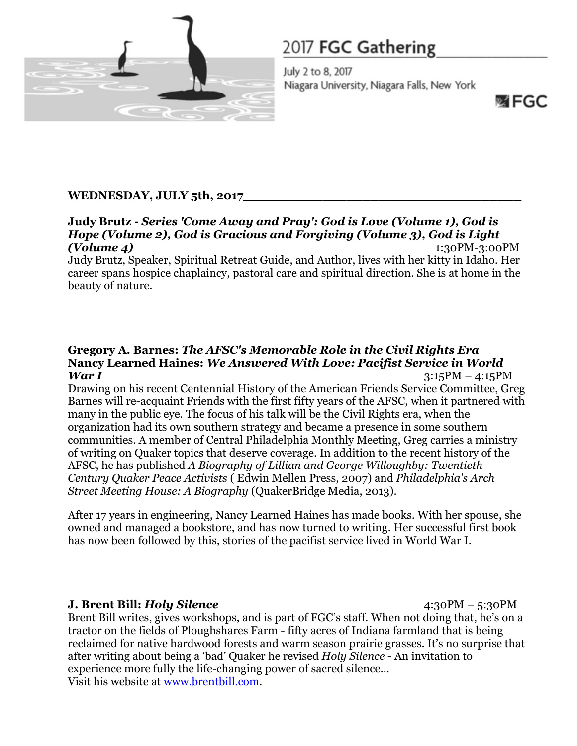## 2017 FGC Gathering

July 2 to 8, 2017
Niagara University, Niagara Falls, New York

FGC

### WEDNESDAY, JULY 5th, 2017

**Judy Brutz - *Series 'Come Away and Pray': God is Love (Volume 1), God is Hope (Volume 2), God is Gracious and Forgiving (Volume 3), God is Light (Volume 4)*** 1:30PM-3:00PM

Judy Brutz, Speaker, Spiritual Retreat Guide, and Author, lives with her kitty in Idaho. Her career spans hospice chaplaincy, pastoral care and spiritual direction. She is at home in the beauty of nature.

**Gregory A. Barnes: *The AFSC's Memorable Role in the Civil Rights Era***
**Nancy Learned Haines: *We Answered With Love: Pacifist Service in World War I*** 3:15PM – 4:15PM

Drawing on his recent Centennial History of the American Friends Service Committee, Greg Barnes will re-acquaint Friends with the first fifty years of the AFSC, when it partnered with many in the public eye. The focus of his talk will be the Civil Rights era, when the organization had its own southern strategy and became a presence in some southern communities. A member of Central Philadelphia Monthly Meeting, Greg carries a ministry of writing on Quaker topics that deserve coverage. In addition to the recent history of the AFSC, he has published *A Biography of Lillian and George Willoughby: Twentieth Century Quaker Peace Activists* ( Edwin Mellen Press, 2007) and *Philadelphia's Arch Street Meeting House: A Biography* (QuakerBridge Media, 2013).

After 17 years in engineering, Nancy Learned Haines has made books. With her spouse, she owned and managed a bookstore, and has now turned to writing. Her successful first book has now been followed by this, stories of the pacifist service lived in World War I.

**J. Brent Bill: *Holy Silence*** 4:30PM – 5:30PM

Brent Bill writes, gives workshops, and is part of FGC's staff. When not doing that, he's on a tractor on the fields of Ploughshares Farm - fifty acres of Indiana farmland that is being reclaimed for native hardwood forests and warm season prairie grasses. It's no surprise that after writing about being a 'bad' Quaker he revised *Holy Silence* - An invitation to experience more fully the life-changing power of sacred silence…
Visit his website at [www.brentbill.com](www.brentbill.com).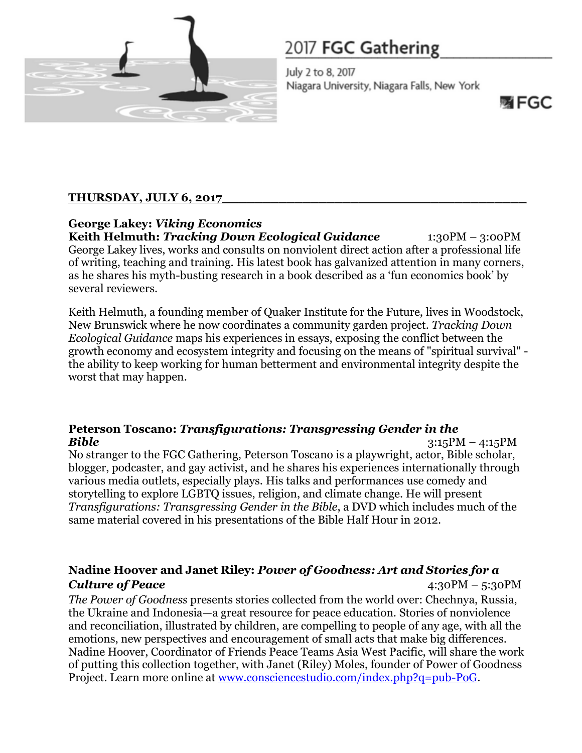# 2017 **FGC Gathering**

July 2 to 8, 2017
Niagara University, Niagara Falls, New York

FGC

## THURSDAY, JULY 6, 2017

**George Lakey: *Viking Economics***
**Keith Helmuth: *Tracking Down Ecological Guidance*** 1:30PM – 3:00PM

George Lakey lives, works and consults on nonviolent direct action after a professional life of writing, teaching and training. His latest book has galvanized attention in many corners, as he shares his myth-busting research in a book described as a 'fun economics book' by several reviewers.

Keith Helmuth, a founding member of Quaker Institute for the Future, lives in Woodstock, New Brunswick where he now coordinates a community garden project. *Tracking Down Ecological Guidance* maps his experiences in essays, exposing the conflict between the growth economy and ecosystem integrity and focusing on the means of "spiritual survival" - the ability to keep working for human betterment and environmental integrity despite the worst that may happen.

**Peterson Toscano: *Transfigurations: Transgressing Gender in the Bible*** 3:15PM – 4:15PM

No stranger to the FGC Gathering, Peterson Toscano is a playwright, actor, Bible scholar, blogger, podcaster, and gay activist, and he shares his experiences internationally through various media outlets, especially plays. His talks and performances use comedy and storytelling to explore LGBTQ issues, religion, and climate change. He will present *Transfigurations: Transgressing Gender in the Bible*, a DVD which includes much of the same material covered in his presentations of the Bible Half Hour in 2012.

**Nadine Hoover and Janet Riley: *Power of Goodness: Art and Stories for a Culture of Peace*** 4:30PM – 5:30PM

*The Power of Goodness* presents stories collected from the world over: Chechnya, Russia, the Ukraine and Indonesia—a great resource for peace education. Stories of nonviolence and reconciliation, illustrated by children, are compelling to people of any age, with all the emotions, new perspectives and encouragement of small acts that make big differences. Nadine Hoover, Coordinator of Friends Peace Teams Asia West Pacific, will share the work of putting this collection together, with Janet (Riley) Moles, founder of Power of Goodness Project. Learn more online at [www.consciencestudio.com/index.php?q=pub-PoG](www.consciencestudio.com/index.php?q=pub-PoG).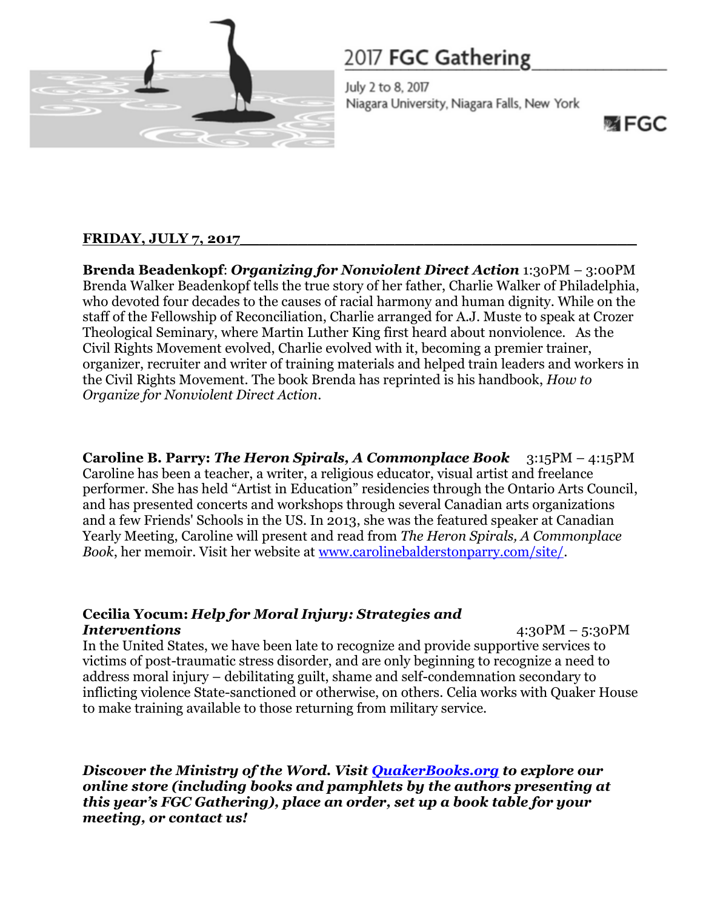# 2017 **FGC Gathering**

July 2 to 8, 2017
Niagara University, Niagara Falls, New York

FGC

## FRIDAY, JULY 7, 2017

**Brenda Beadenkopf**: ***Organizing for Nonviolent Direct Action*** 1:30PM – 3:00PM
Brenda Walker Beadenkopf tells the true story of her father, Charlie Walker of Philadelphia, who devoted four decades to the causes of racial harmony and human dignity. While on the staff of the Fellowship of Reconciliation, Charlie arranged for A.J. Muste to speak at Crozer Theological Seminary, where Martin Luther King first heard about nonviolence. As the Civil Rights Movement evolved, Charlie evolved with it, becoming a premier trainer, organizer, recruiter and writer of training materials and helped train leaders and workers in the Civil Rights Movement. The book Brenda has reprinted is his handbook, *How to Organize for Nonviolent Direct Action*.

**Caroline B. Parry: *The Heron Spirals, A Commonplace Book*** 3:15PM – 4:15PM
Caroline has been a teacher, a writer, a religious educator, visual artist and freelance performer. She has held "Artist in Education" residencies through the Ontario Arts Council, and has presented concerts and workshops through several Canadian arts organizations and a few Friends' Schools in the US. In 2013, she was the featured speaker at Canadian Yearly Meeting, Caroline will present and read from *The Heron Spirals, A Commonplace Book*, her memoir. Visit her website at [www.carolinebalderstonparry.com/site/](http://www.carolinebalderstonparry.com/site/).

**Cecilia Yocum: *Help for Moral Injury: Strategies and Interventions*** 4:30PM – 5:30PM
In the United States, we have been late to recognize and provide supportive services to victims of post-traumatic stress disorder, and are only beginning to recognize a need to address moral injury – debilitating guilt, shame and self-condemnation secondary to inflicting violence State-sanctioned or otherwise, on others. Celia works with Quaker House to make training available to those returning from military service.

***Discover the Ministry of the Word. Visit [QuakerBooks.org](http://QuakerBooks.org) to explore our online store (including books and pamphlets by the authors presenting at this year's FGC Gathering), place an order, set up a book table for your meeting, or contact us!***